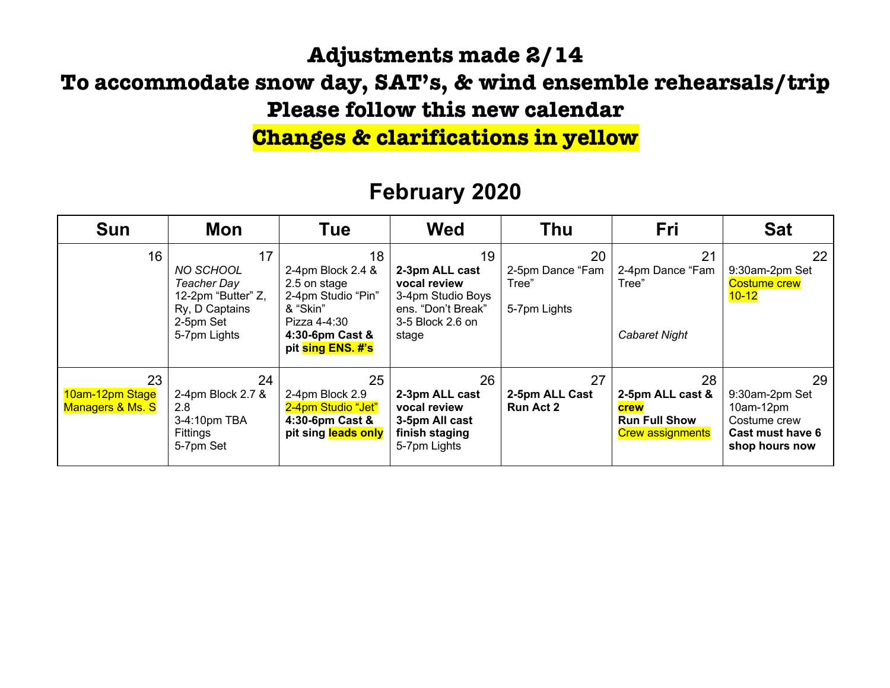# Adjustments made 2/14

# To accommodate snow day, SAT's, & wind ensemble rehearsals/trip

# Please follow this new calendar

# Changes & clarifications in yellow

## February 2020

| Sun | Mon | Tue | Wed | Thu | Fri | Sat |
|---|---|---|---|---|---|---|
| 16 | 17<br>*NO SCHOOL Teacher Day*<br>12-2pm "Butter" Z, Ry, D Captains<br>2-5pm Set<br>5-7pm Lights | 18<br>2-4pm Block 2.4 & 2.5 on stage<br>2-4pm Studio "Pin" & "Skin"<br>Pizza 4-4:30<br>**4:30-6pm Cast & pit sing ENS. #'s** | 19<br>**2-3pm ALL cast vocal review**<br>3-4pm Studio Boys ens. "Don't Break"<br>3-5 Block 2.6 on stage | 20<br>2-5pm Dance "Fam Tree"<br><br>5-7pm Lights | 21<br>2-4pm Dance "Fam Tree"<br><br>*Cabaret Night* | 22<br>9:30am-2pm Set<br>Costume crew 10-12 |
| 23<br>10am-12pm Stage Managers & Ms. S | 24<br>2-4pm Block 2.7 & 2.8<br>3-4:10pm TBA Fittings<br>5-7pm Set | 25<br>2-4pm Block 2.9<br>2-4pm Studio "Jet"<br>**4:30-6pm Cast & pit sing leads only** | 26<br>**2-3pm ALL cast vocal review**<br>**3-5pm All cast finish staging**<br>5-7pm Lights | 27<br>**2-5pm ALL Cast Run Act 2** | 28<br>**2-5pm ALL cast & crew**<br>**Run Full Show**<br>Crew assignments | 29<br>9:30am-2pm Set<br>10am-12pm Costume crew<br>**Cast must have 6 shop hours now** |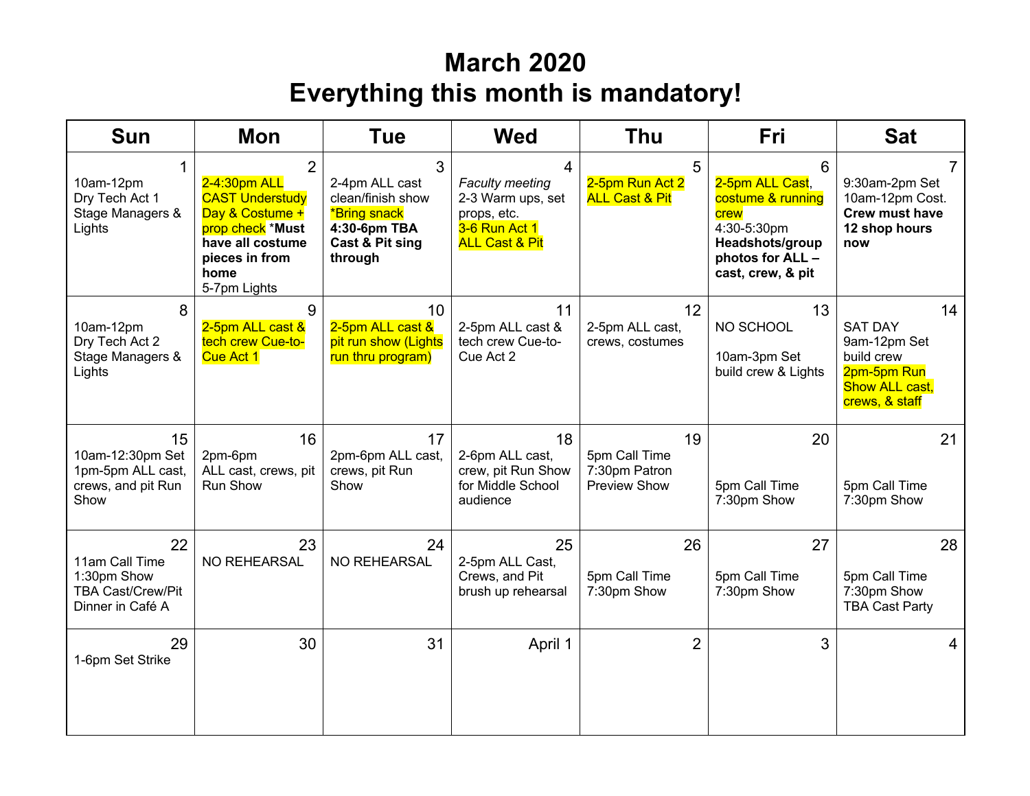# March 2020
# Everything this month is mandatory!

| Sun | Mon | Tue | Wed | Thu | Fri | Sat |
|---|---|---|---|---|---|---|
| 1<br>10am-12pm<br>Dry Tech Act 1<br>Stage Managers & Lights | 2<br>2-4:30pm ALL CAST Understudy Day & Costume + prop check ***Must have all costume pieces in from home**<br>5-7pm Lights | 3<br>2-4pm ALL cast clean/finish show<br>*Bring snack<br>**4:30-6pm TBA Cast & Pit sing through** | 4<br>*Faculty meeting*<br>2-3 Warm ups, set props, etc.<br>3-6 Run Act 1 ALL Cast & Pit | 5<br>2-5pm Run Act 2 ALL Cast & Pit | 6<br>2-5pm ALL Cast, costume & running crew<br>4:30-5:30pm<br>**Headshots/group photos for ALL – cast, crew, & pit** | 7<br>9:30am-2pm Set<br>10am-12pm Cost.<br>**Crew must have 12 shop hours now** |
| 8<br>10am-12pm<br>Dry Tech Act 2<br>Stage Managers & Lights | 9<br>2-5pm ALL cast & tech crew Cue-to-Cue Act 1 | 10<br>2-5pm ALL cast & pit run show (Lights run thru program) | 11<br>2-5pm ALL cast & tech crew Cue-to-Cue Act 2 | 12<br>2-5pm ALL cast, crews, costumes | 13<br>NO SCHOOL<br><br>10am-3pm Set build crew & Lights | 14<br>SAT DAY<br>9am-12pm Set build crew<br>2pm-5pm Run Show ALL cast, crews, & staff |
| 15<br>10am-12:30pm Set<br>1pm-5pm ALL cast, crews, and pit Run Show | 16<br>2pm-6pm<br>ALL cast, crews, pit Run Show | 17<br>2pm-6pm ALL cast, crews, pit Run Show | 18<br>2-6pm ALL cast, crew, pit Run Show for Middle School audience | 19<br>5pm Call Time<br>7:30pm Patron Preview Show | 20<br><br>5pm Call Time<br>7:30pm Show | 21<br><br>5pm Call Time<br>7:30pm Show |
| 22<br>11am Call Time<br>1:30pm Show<br>TBA Cast/Crew/Pit Dinner in Café A | 23<br>NO REHEARSAL | 24<br>NO REHEARSAL | 25<br>2-5pm ALL Cast, Crews, and Pit brush up rehearsal | 26<br>5pm Call Time<br>7:30pm Show | 27<br>5pm Call Time<br>7:30pm Show | 28<br>5pm Call Time<br>7:30pm Show<br>TBA Cast Party |
| 29<br>1-6pm Set Strike | 30 | 31 | April 1 | 2 | 3 | 4 |